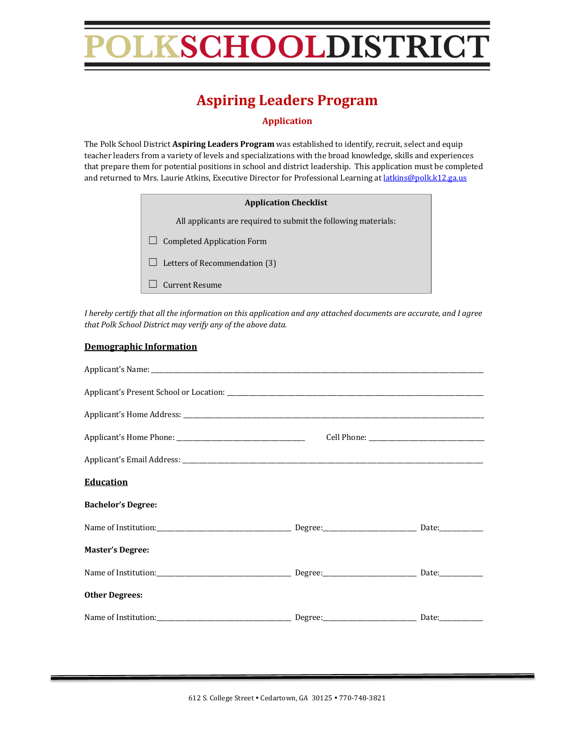# POLKSCHOOLDISTRICT

## Aspiring Leaders Program

### Application

The Polk School District **Aspiring Leaders Program** was established to identify, recruit, select and equip teacher leaders from a variety of levels and specializations with the broad knowledge, skills and experiences that prepare them for potential positions in school and district leadership. This application must be completed and returned to Mrs. Laurie Atkins, Executive Director for Professional Learning at latkins@polk.k12.ga.us

**Application Checklist**

All applicants are required to submit the following materials:

- ☐ Completed Application Form
- ☐ Letters of Recommendation (3)
- ☐ Current Resume

*I hereby certify that all the information on this application and any attached documents are accurate, and I agree that Polk School District may verify any of the above data.*

**Demographic Information**

Applicant's Name: ______________________________________________

Applicant's Present School or Location: ______________________________________________

Applicant's Home Address: ______________________________________________

Applicant's Home Phone: ______________________ Cell Phone: ______________________

Applicant's Email Address: ______________________________________________

**Education**

**Bachelor's Degree:**

Name of Institution:______________________ Degree:______________ Date:________

**Master's Degree:**

Name of Institution:______________________ Degree:______________ Date:________

**Other Degrees:**

Name of Institution:______________________ Degree:______________ Date:________

612 S. College Street • Cedartown, GA 30125 • 770-748-3821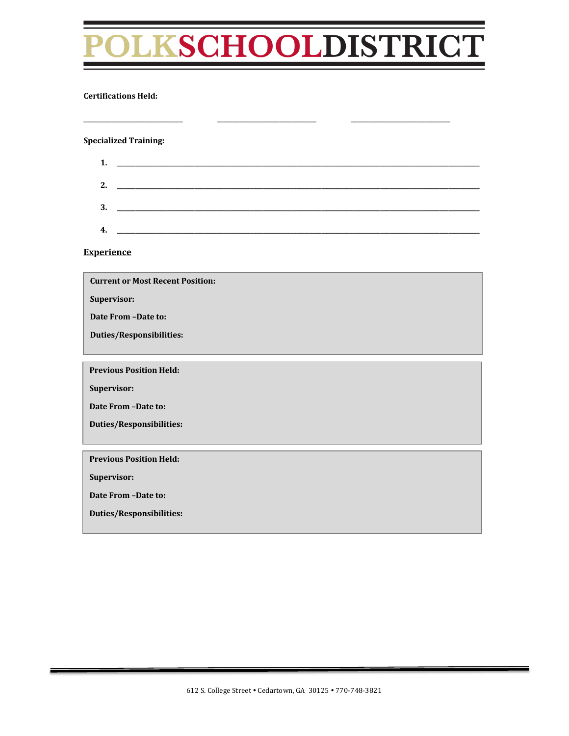# POLKSCHOOLDISTRICT

**Certifications Held:**

\_\_\_\_\_\_\_\_\_\_\_\_\_\_\_\_\_\_\_\_\_\_\_\_\_ \_\_\_\_\_\_\_\_\_\_\_\_\_\_\_\_\_\_\_\_\_\_\_\_\_ \_\_\_\_\_\_\_\_\_\_\_\_\_\_\_\_\_\_\_\_\_\_\_\_\_

**Specialized Training:**

1. \_\_\_\_\_\_\_\_\_\_\_\_\_\_\_\_\_\_\_\_\_\_\_\_\_\_\_\_\_\_\_\_\_\_\_\_\_\_\_\_\_\_\_\_\_\_\_\_\_\_\_\_\_\_\_\_\_\_\_\_
2. \_\_\_\_\_\_\_\_\_\_\_\_\_\_\_\_\_\_\_\_\_\_\_\_\_\_\_\_\_\_\_\_\_\_\_\_\_\_\_\_\_\_\_\_\_\_\_\_\_\_\_\_\_\_\_\_\_\_\_\_
3. \_\_\_\_\_\_\_\_\_\_\_\_\_\_\_\_\_\_\_\_\_\_\_\_\_\_\_\_\_\_\_\_\_\_\_\_\_\_\_\_\_\_\_\_\_\_\_\_\_\_\_\_\_\_\_\_\_\_\_\_
4. \_\_\_\_\_\_\_\_\_\_\_\_\_\_\_\_\_\_\_\_\_\_\_\_\_\_\_\_\_\_\_\_\_\_\_\_\_\_\_\_\_\_\_\_\_\_\_\_\_\_\_\_\_\_\_\_\_\_\_\_

## Experience

**Current or Most Recent Position:**

**Supervisor:**

**Date From –Date to:**

**Duties/Responsibilities:**

---

**Previous Position Held:**

**Supervisor:**

**Date From –Date to:**

**Duties/Responsibilities:**

---

**Previous Position Held:**

**Supervisor:**

**Date From –Date to:**

**Duties/Responsibilities:**

---

612 S. College Street • Cedartown, GA 30125 • 770-748-3821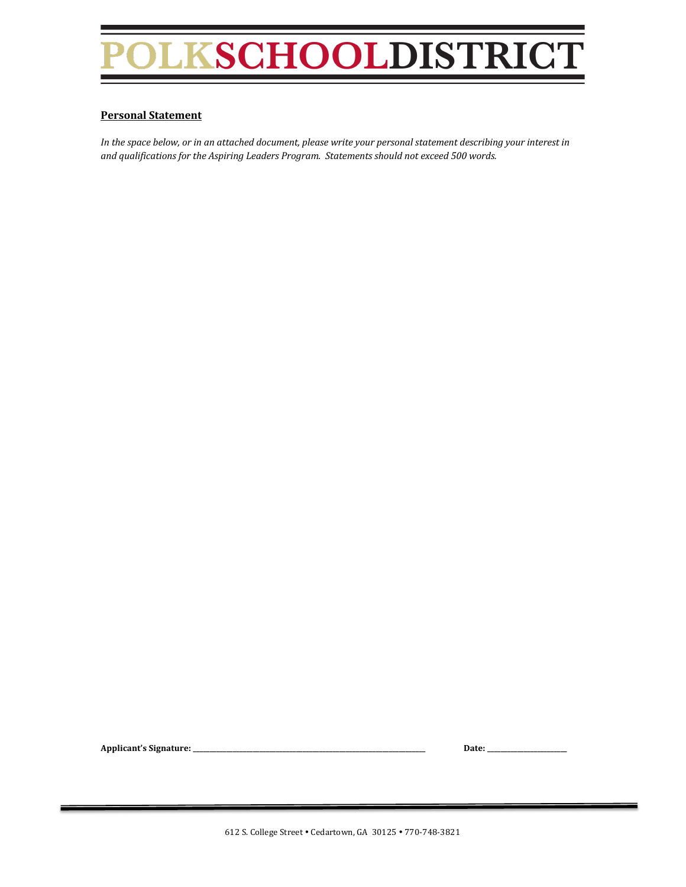# POLKSCHOOLDISTRICT

**<u>Personal Statement</u>**

*In the space below, or in an attached document, please write your personal statement describing your interest in and qualifications for the Aspiring Leaders Program. Statements should not exceed 500 words.*

**Applicant's Signature:** \_\_\_\_\_\_\_\_\_\_\_\_\_\_\_\_\_\_\_\_\_\_\_\_\_\_\_\_\_\_\_\_\_\_\_\_\_\_\_\_ **Date:** \_\_\_\_\_\_\_\_\_\_\_\_\_\_

612 S. College Street • Cedartown, GA 30125 • 770-748-3821